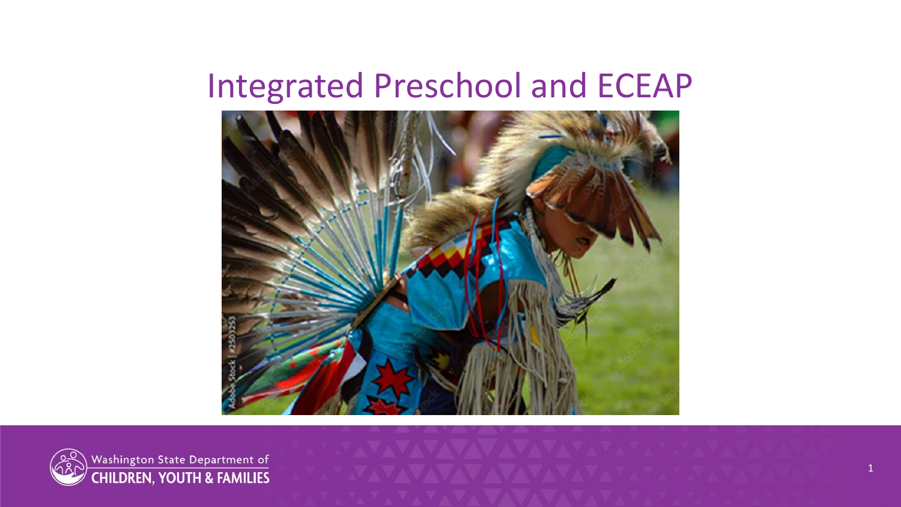# Integrated Preschool and ECEAP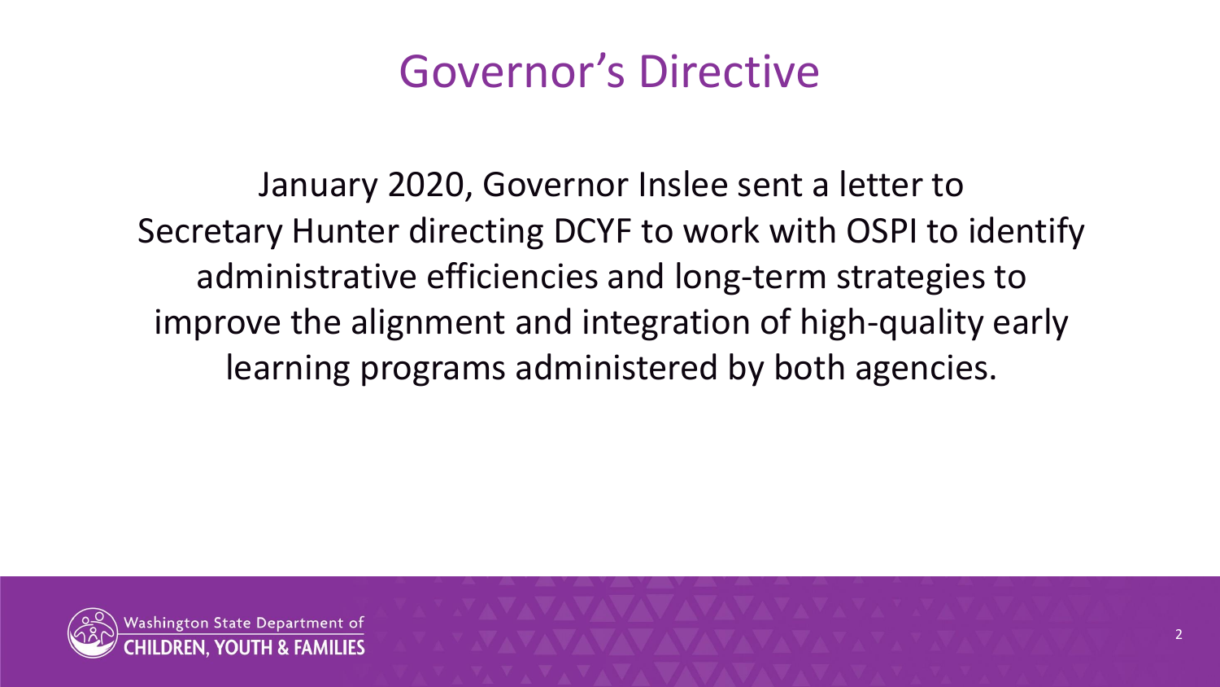# Governor's Directive

January 2020, Governor Inslee sent a letter to Secretary Hunter directing DCYF to work with OSPI to identify administrative efficiencies and long-term strategies to improve the alignment and integration of high-quality early learning programs administered by both agencies.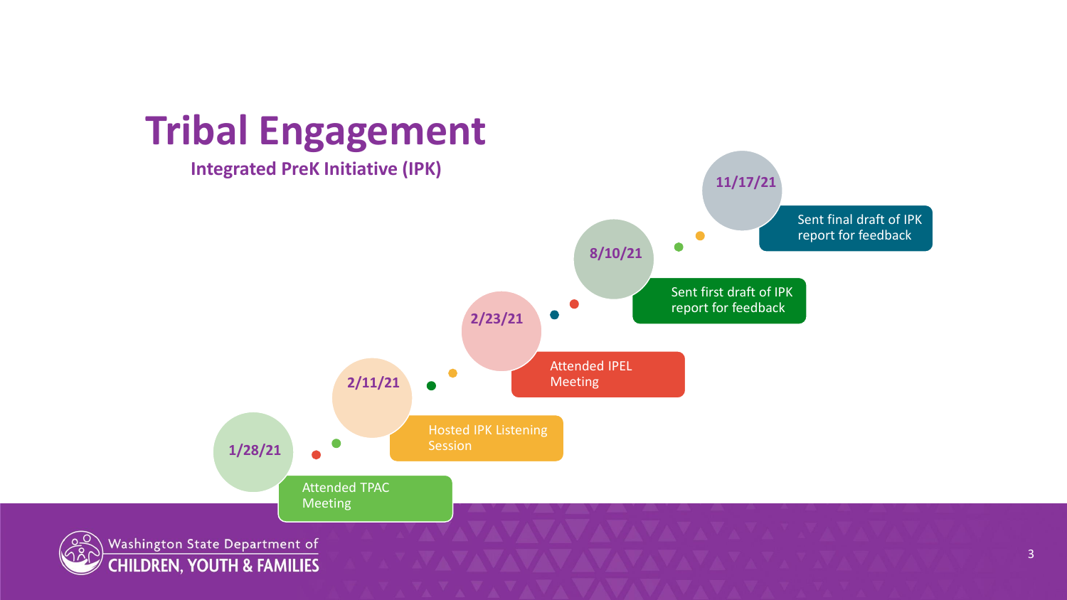# Tribal Engagement

## Integrated PreK Initiative (IPK)

- **1/28/21** — Attended TPAC Meeting
- **2/11/21** — Hosted IPK Listening Session
- **2/23/21** — Attended IPEL Meeting
- **8/10/21** — Sent first draft of IPK report for feedback
- **11/17/21** — Sent final draft of IPK report for feedback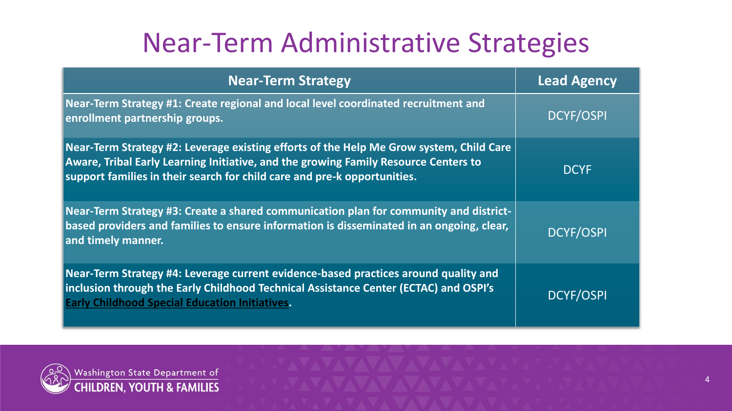# Near-Term Administrative Strategies

| Near-Term Strategy | Lead Agency |
| --- | --- |
| **Near-Term Strategy #1: Create regional and local level coordinated recruitment and enrollment partnership groups.** | DCYF/OSPI |
| **Near-Term Strategy #2: Leverage existing efforts of the Help Me Grow system, Child Care Aware, Tribal Early Learning Initiative, and the growing Family Resource Centers to support families in their search for child care and pre-k opportunities.** | DCYF |
| **Near-Term Strategy #3: Create a shared communication plan for community and district-based providers and families to ensure information is disseminated in an ongoing, clear, and timely manner.** | DCYF/OSPI |
| **Near-Term Strategy #4: Leverage current evidence-based practices around quality and inclusion through the Early Childhood Technical Assistance Center (ECTAC) and OSPI's Early Childhood Special Education Initiatives.** | DCYF/OSPI |

Washington State Department of CHILDREN, YOUTH & FAMILIES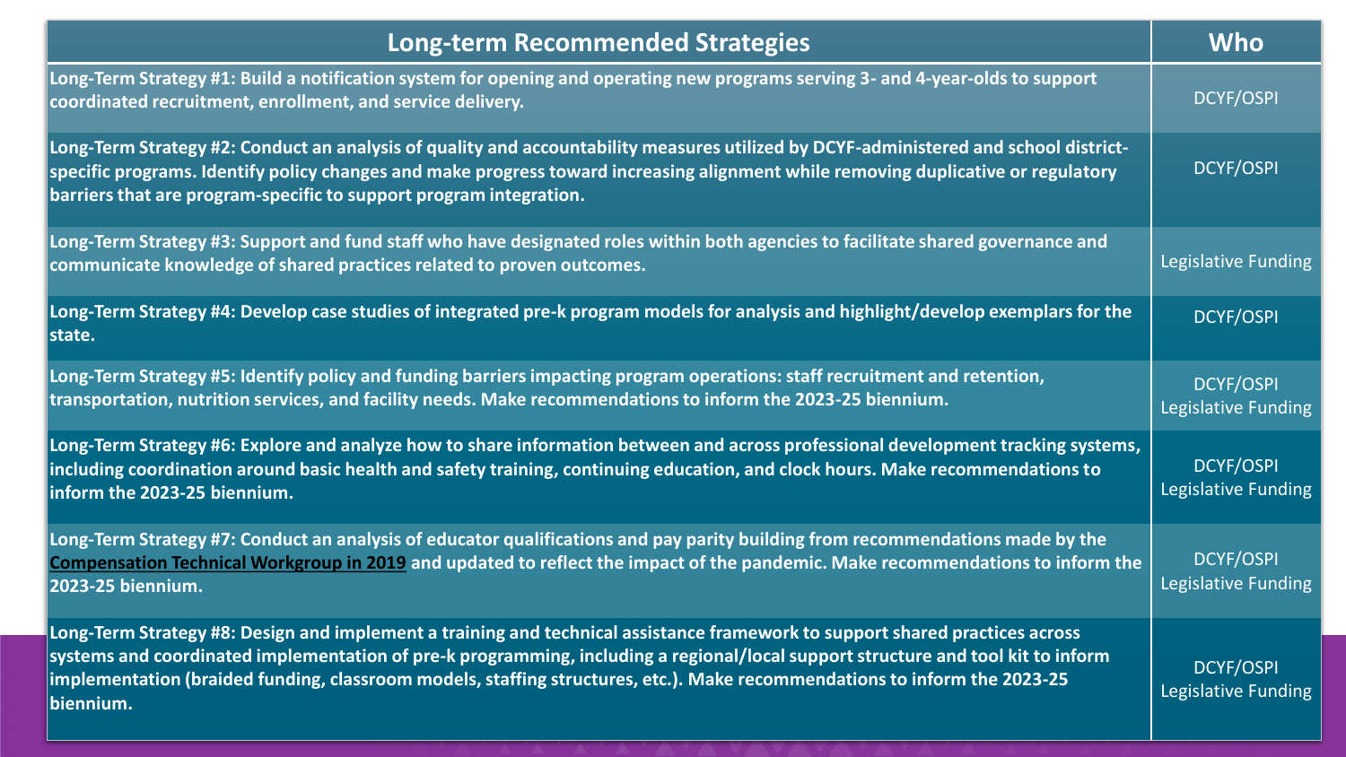| Long-term Recommended Strategies | Who |
|---|---|
| **Long-Term Strategy #1: Build a notification system for opening and operating new programs serving 3- and 4-year-olds to support coordinated recruitment, enrollment, and service delivery.** | DCYF/OSPI |
| **Long-Term Strategy #2: Conduct an analysis of quality and accountability measures utilized by DCYF-administered and school district-specific programs. Identify policy changes and make progress toward increasing alignment while removing duplicative or regulatory barriers that are program-specific to support program integration.** | DCYF/OSPI |
| **Long-Term Strategy #3: Support and fund staff who have designated roles within both agencies to facilitate shared governance and communicate knowledge of shared practices related to proven outcomes.** | Legislative Funding |
| **Long-Term Strategy #4: Develop case studies of integrated pre-k program models for analysis and highlight/develop exemplars for the state.** | DCYF/OSPI |
| **Long-Term Strategy #5: Identify policy and funding barriers impacting program operations: staff recruitment and retention, transportation, nutrition services, and facility needs. Make recommendations to inform the 2023-25 biennium.** | DCYF/OSPI Legislative Funding |
| **Long-Term Strategy #6: Explore and analyze how to share information between and across professional development tracking systems, including coordination around basic health and safety training, continuing education, and clock hours. Make recommendations to inform the 2023-25 biennium.** | DCYF/OSPI Legislative Funding |
| **Long-Term Strategy #7: Conduct an analysis of educator qualifications and pay parity building from recommendations made by the Compensation Technical Workgroup in 2019 and updated to reflect the impact of the pandemic. Make recommendations to inform the 2023-25 biennium.** | DCYF/OSPI Legislative Funding |
| **Long-Term Strategy #8: Design and implement a training and technical assistance framework to support shared practices across systems and coordinated implementation of pre-k programming, including a regional/local support structure and tool kit to inform implementation (braided funding, classroom models, staffing structures, etc.). Make recommendations to inform the 2023-25 biennium.** | DCYF/OSPI Legislative Funding |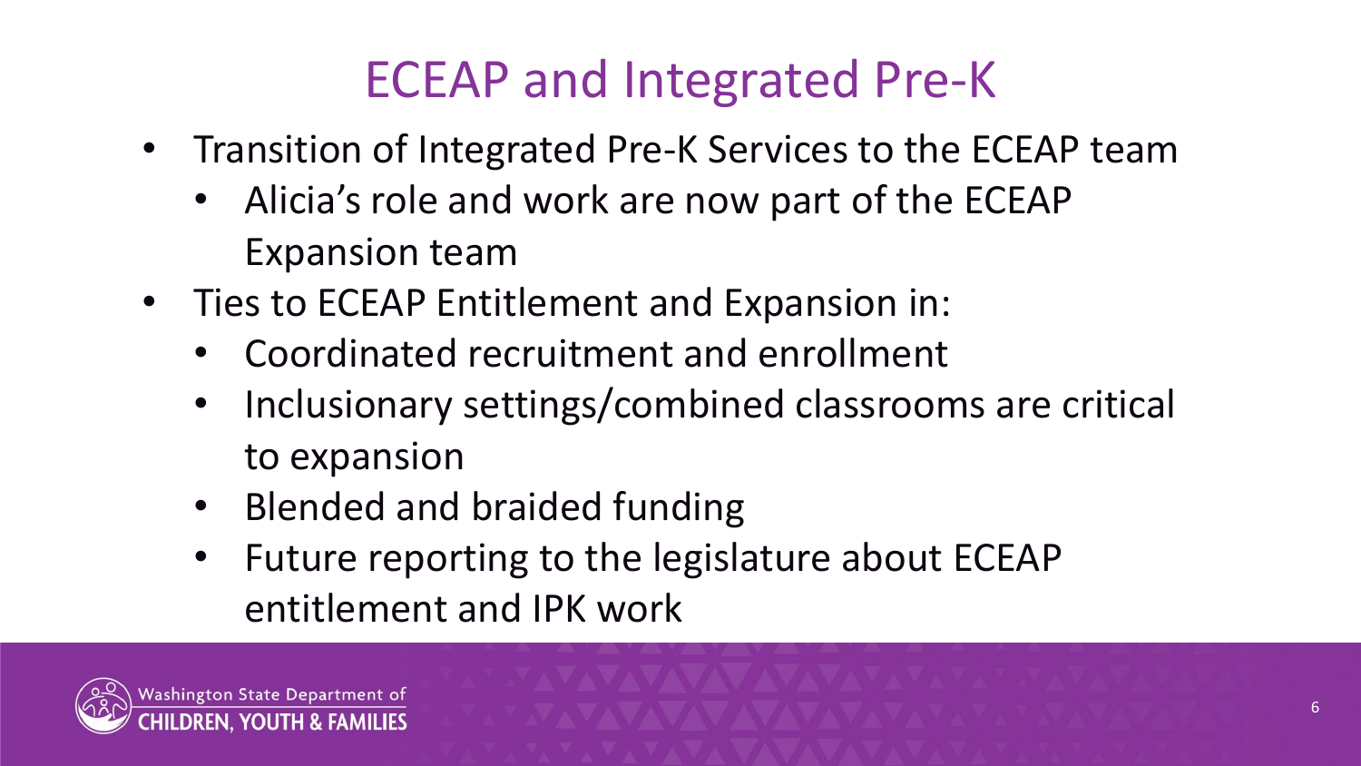# ECEAP and Integrated Pre-K

- Transition of Integrated Pre-K Services to the ECEAP team
  - Alicia's role and work are now part of the ECEAP Expansion team
- Ties to ECEAP Entitlement and Expansion in:
  - Coordinated recruitment and enrollment
  - Inclusionary settings/combined classrooms are critical to expansion
  - Blended and braided funding
  - Future reporting to the legislature about ECEAP entitlement and IPK work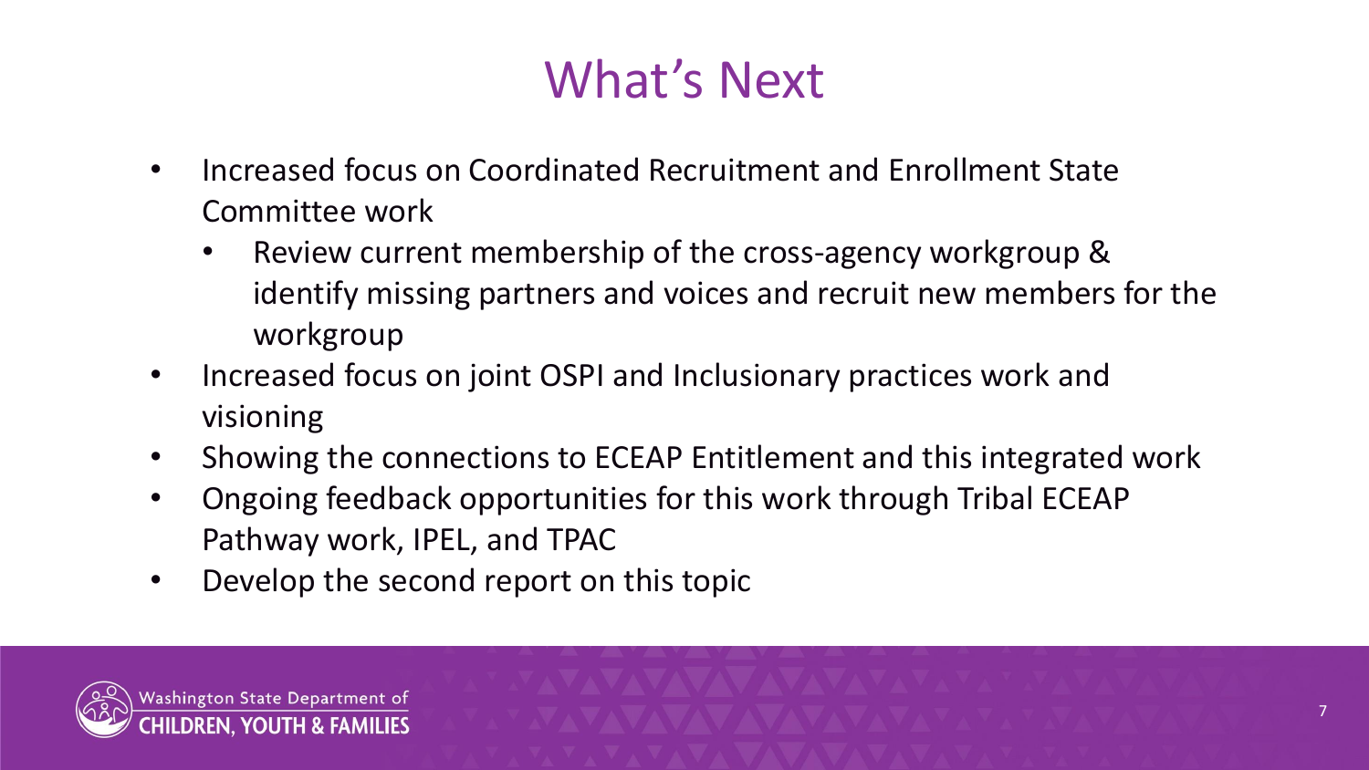# What's Next

- Increased focus on Coordinated Recruitment and Enrollment State Committee work
  - Review current membership of the cross-agency workgroup & identify missing partners and voices and recruit new members for the workgroup
- Increased focus on joint OSPI and Inclusionary practices work and visioning
- Showing the connections to ECEAP Entitlement and this integrated work
- Ongoing feedback opportunities for this work through Tribal ECEAP Pathway work, IPEL, and TPAC
- Develop the second report on this topic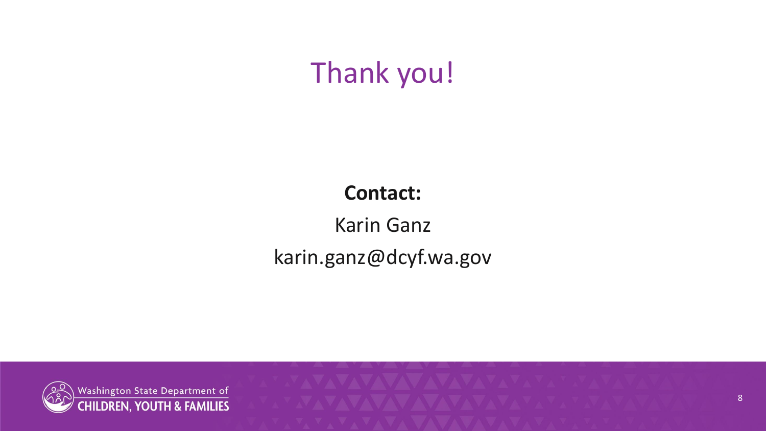# Thank you!

**Contact:**

Karin Ganz

karin.ganz@dcyf.wa.gov